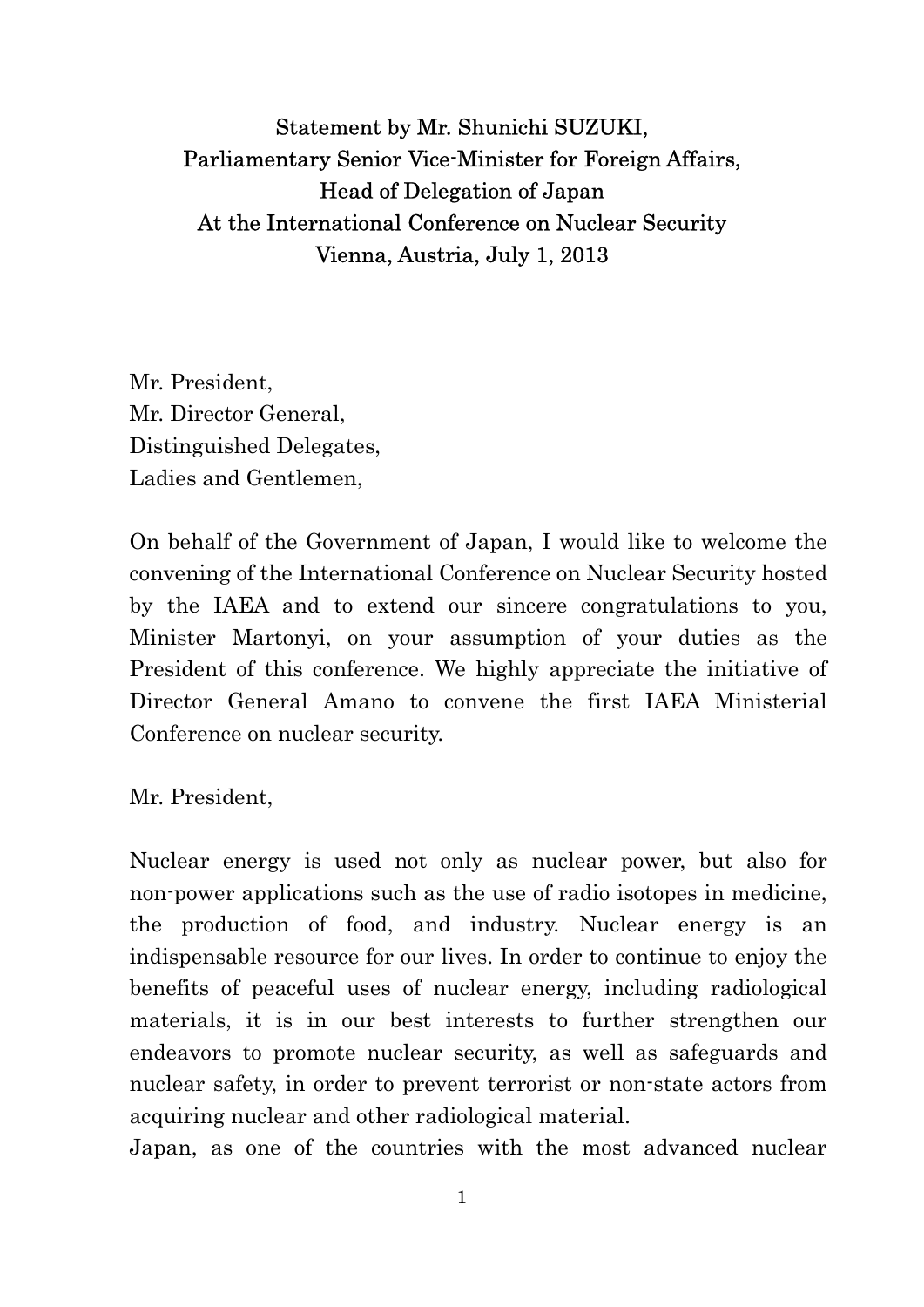# Statement by Mr. Shunichi SUZUKI,
# Parliamentary Senior Vice-Minister for Foreign Affairs,
# Head of Delegation of Japan
# At the International Conference on Nuclear Security
# Vienna, Austria, July 1, 2013

Mr. President,
Mr. Director General,
Distinguished Delegates,
Ladies and Gentlemen,

On behalf of the Government of Japan, I would like to welcome the convening of the International Conference on Nuclear Security hosted by the IAEA and to extend our sincere congratulations to you, Minister Martonyi, on your assumption of your duties as the President of this conference. We highly appreciate the initiative of Director General Amano to convene the first IAEA Ministerial Conference on nuclear security.

Mr. President,

Nuclear energy is used not only as nuclear power, but also for non-power applications such as the use of radio isotopes in medicine, the production of food, and industry. Nuclear energy is an indispensable resource for our lives. In order to continue to enjoy the benefits of peaceful uses of nuclear energy, including radiological materials, it is in our best interests to further strengthen our endeavors to promote nuclear security, as well as safeguards and nuclear safety, in order to prevent terrorist or non-state actors from acquiring nuclear and other radiological material.

Japan, as one of the countries with the most advanced nuclear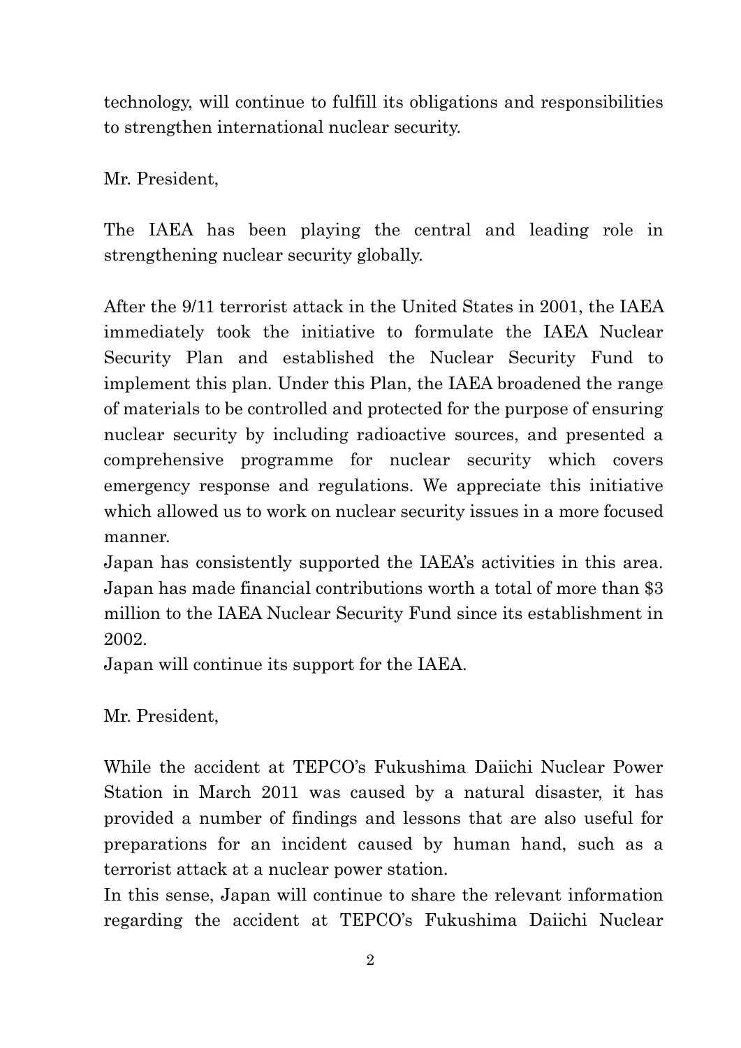technology, will continue to fulfill its obligations and responsibilities to strengthen international nuclear security.

Mr. President,

The IAEA has been playing the central and leading role in strengthening nuclear security globally.

After the 9/11 terrorist attack in the United States in 2001, the IAEA immediately took the initiative to formulate the IAEA Nuclear Security Plan and established the Nuclear Security Fund to implement this plan. Under this Plan, the IAEA broadened the range of materials to be controlled and protected for the purpose of ensuring nuclear security by including radioactive sources, and presented a comprehensive programme for nuclear security which covers emergency response and regulations. We appreciate this initiative which allowed us to work on nuclear security issues in a more focused manner.

Japan has consistently supported the IAEA's activities in this area. Japan has made financial contributions worth a total of more than $3 million to the IAEA Nuclear Security Fund since its establishment in 2002.

Japan will continue its support for the IAEA.

Mr. President,

While the accident at TEPCO's Fukushima Daiichi Nuclear Power Station in March 2011 was caused by a natural disaster, it has provided a number of findings and lessons that are also useful for preparations for an incident caused by human hand, such as a terrorist attack at a nuclear power station.

In this sense, Japan will continue to share the relevant information regarding the accident at TEPCO's Fukushima Daiichi Nuclear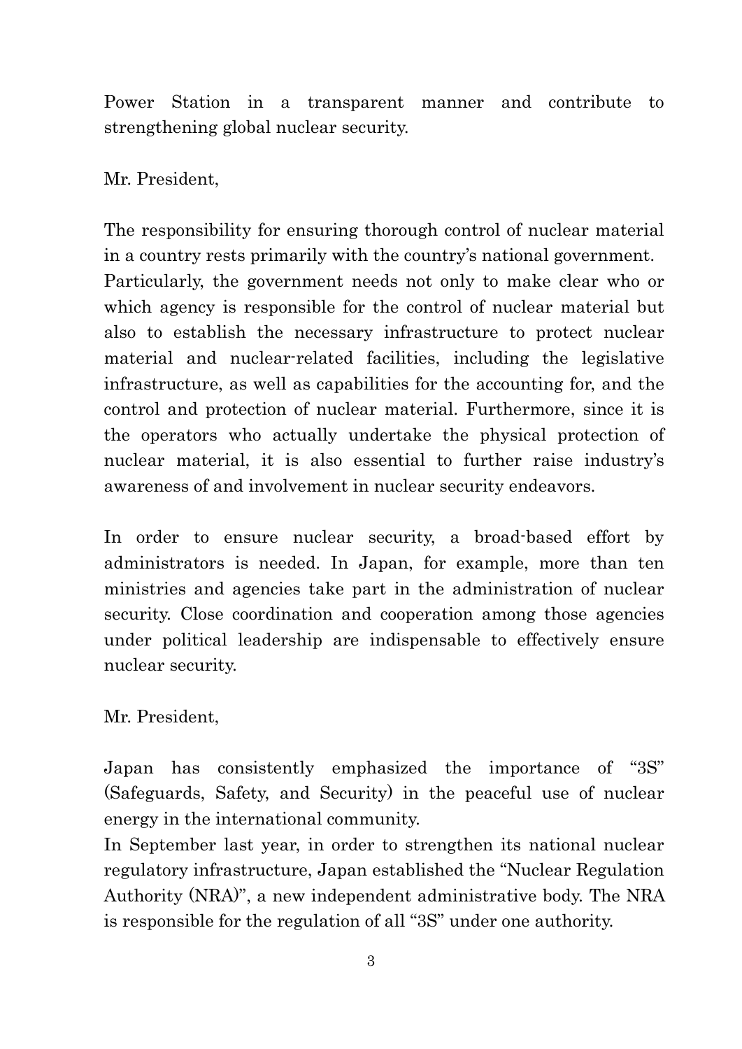Power Station in a transparent manner and contribute to strengthening global nuclear security.

Mr. President,

The responsibility for ensuring thorough control of nuclear material in a country rests primarily with the country's national government. Particularly, the government needs not only to make clear who or which agency is responsible for the control of nuclear material but also to establish the necessary infrastructure to protect nuclear material and nuclear-related facilities, including the legislative infrastructure, as well as capabilities for the accounting for, and the control and protection of nuclear material. Furthermore, since it is the operators who actually undertake the physical protection of nuclear material, it is also essential to further raise industry's awareness of and involvement in nuclear security endeavors.

In order to ensure nuclear security, a broad-based effort by administrators is needed. In Japan, for example, more than ten ministries and agencies take part in the administration of nuclear security. Close coordination and cooperation among those agencies under political leadership are indispensable to effectively ensure nuclear security.

Mr. President,

Japan has consistently emphasized the importance of "3S" (Safeguards, Safety, and Security) in the peaceful use of nuclear energy in the international community.
In September last year, in order to strengthen its national nuclear regulatory infrastructure, Japan established the "Nuclear Regulation Authority (NRA)", a new independent administrative body. The NRA is responsible for the regulation of all "3S" under one authority.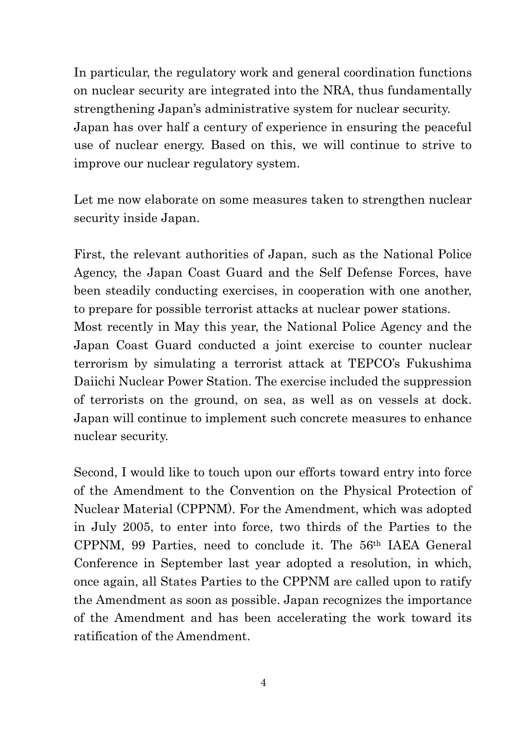In particular, the regulatory work and general coordination functions on nuclear security are integrated into the NRA, thus fundamentally strengthening Japan's administrative system for nuclear security.
Japan has over half a century of experience in ensuring the peaceful use of nuclear energy. Based on this, we will continue to strive to improve our nuclear regulatory system.

Let me now elaborate on some measures taken to strengthen nuclear security inside Japan.

First, the relevant authorities of Japan, such as the National Police Agency, the Japan Coast Guard and the Self Defense Forces, have been steadily conducting exercises, in cooperation with one another, to prepare for possible terrorist attacks at nuclear power stations.
Most recently in May this year, the National Police Agency and the Japan Coast Guard conducted a joint exercise to counter nuclear terrorism by simulating a terrorist attack at TEPCO's Fukushima Daiichi Nuclear Power Station. The exercise included the suppression of terrorists on the ground, on sea, as well as on vessels at dock. Japan will continue to implement such concrete measures to enhance nuclear security.

Second, I would like to touch upon our efforts toward entry into force of the Amendment to the Convention on the Physical Protection of Nuclear Material (CPPNM). For the Amendment, which was adopted in July 2005, to enter into force, two thirds of the Parties to the CPPNM, 99 Parties, need to conclude it. The 56th IAEA General Conference in September last year adopted a resolution, in which, once again, all States Parties to the CPPNM are called upon to ratify the Amendment as soon as possible. Japan recognizes the importance of the Amendment and has been accelerating the work toward its ratification of the Amendment.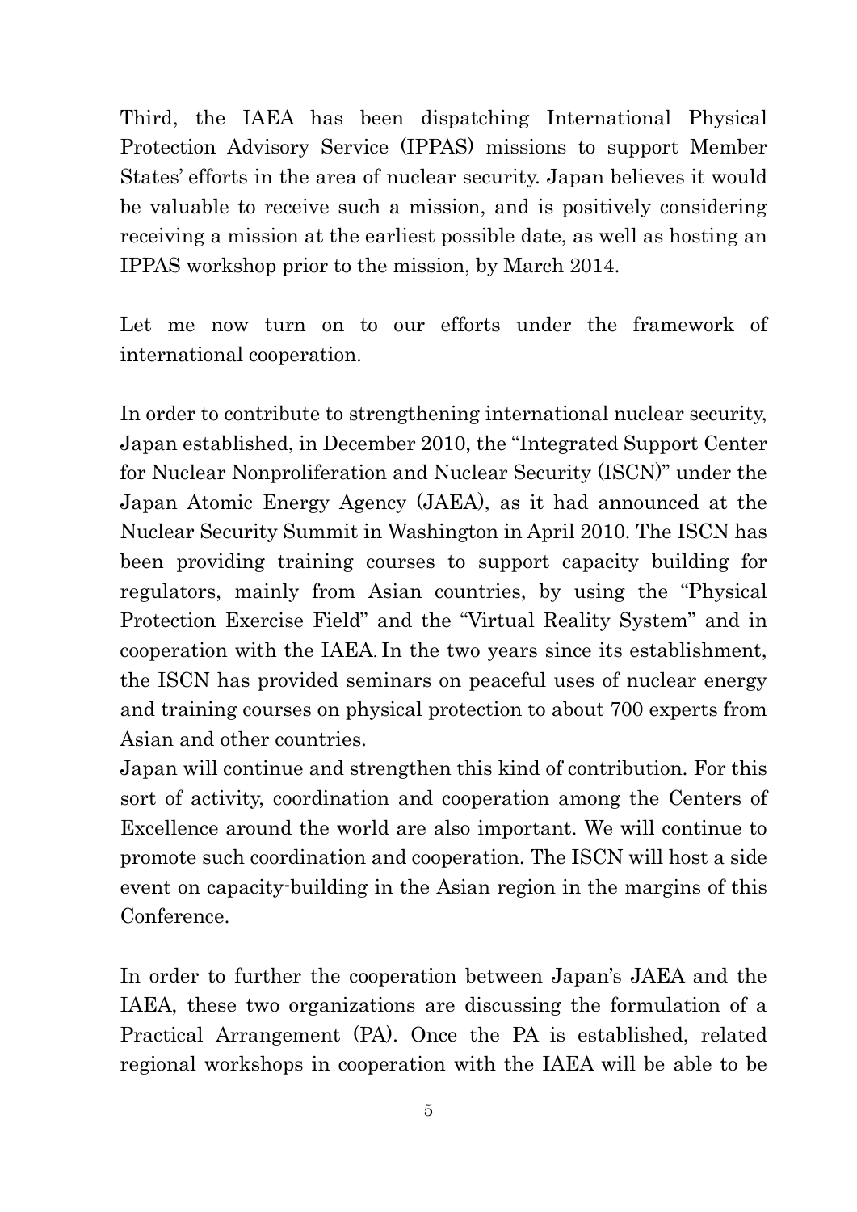Third, the IAEA has been dispatching International Physical Protection Advisory Service (IPPAS) missions to support Member States' efforts in the area of nuclear security. Japan believes it would be valuable to receive such a mission, and is positively considering receiving a mission at the earliest possible date, as well as hosting an IPPAS workshop prior to the mission, by March 2014.

Let me now turn on to our efforts under the framework of international cooperation.

In order to contribute to strengthening international nuclear security, Japan established, in December 2010, the "Integrated Support Center for Nuclear Nonproliferation and Nuclear Security (ISCN)" under the Japan Atomic Energy Agency (JAEA), as it had announced at the Nuclear Security Summit in Washington in April 2010. The ISCN has been providing training courses to support capacity building for regulators, mainly from Asian countries, by using the "Physical Protection Exercise Field" and the "Virtual Reality System" and in cooperation with the IAEA. In the two years since its establishment, the ISCN has provided seminars on peaceful uses of nuclear energy and training courses on physical protection to about 700 experts from Asian and other countries.

Japan will continue and strengthen this kind of contribution. For this sort of activity, coordination and cooperation among the Centers of Excellence around the world are also important. We will continue to promote such coordination and cooperation. The ISCN will host a side event on capacity-building in the Asian region in the margins of this Conference.

In order to further the cooperation between Japan's JAEA and the IAEA, these two organizations are discussing the formulation of a Practical Arrangement (PA). Once the PA is established, related regional workshops in cooperation with the IAEA will be able to be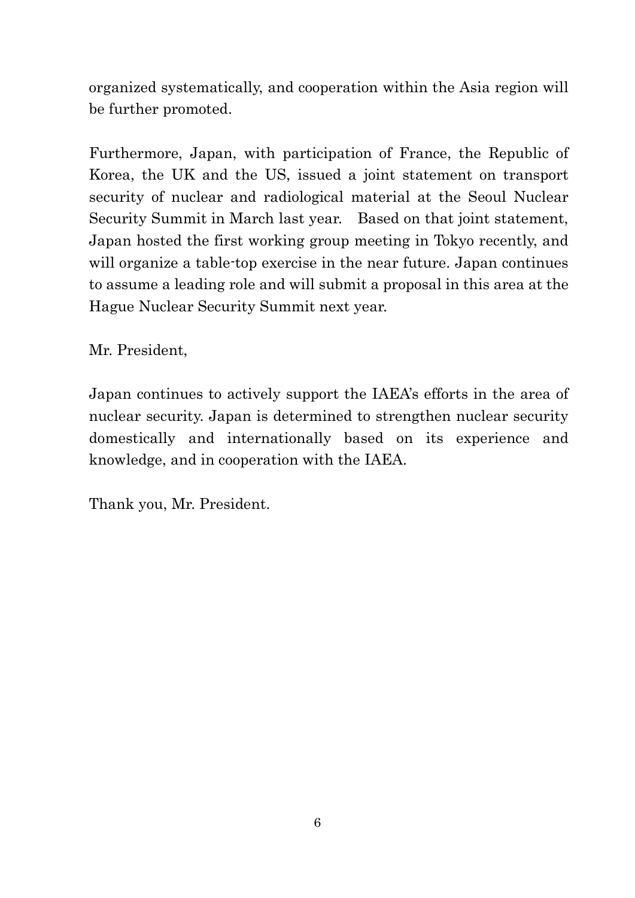organized systematically, and cooperation within the Asia region will be further promoted.

Furthermore, Japan, with participation of France, the Republic of Korea, the UK and the US, issued a joint statement on transport security of nuclear and radiological material at the Seoul Nuclear Security Summit in March last year. Based on that joint statement, Japan hosted the first working group meeting in Tokyo recently, and will organize a table-top exercise in the near future. Japan continues to assume a leading role and will submit a proposal in this area at the Hague Nuclear Security Summit next year.

Mr. President,

Japan continues to actively support the IAEA's efforts in the area of nuclear security. Japan is determined to strengthen nuclear security domestically and internationally based on its experience and knowledge, and in cooperation with the IAEA.

Thank you, Mr. President.